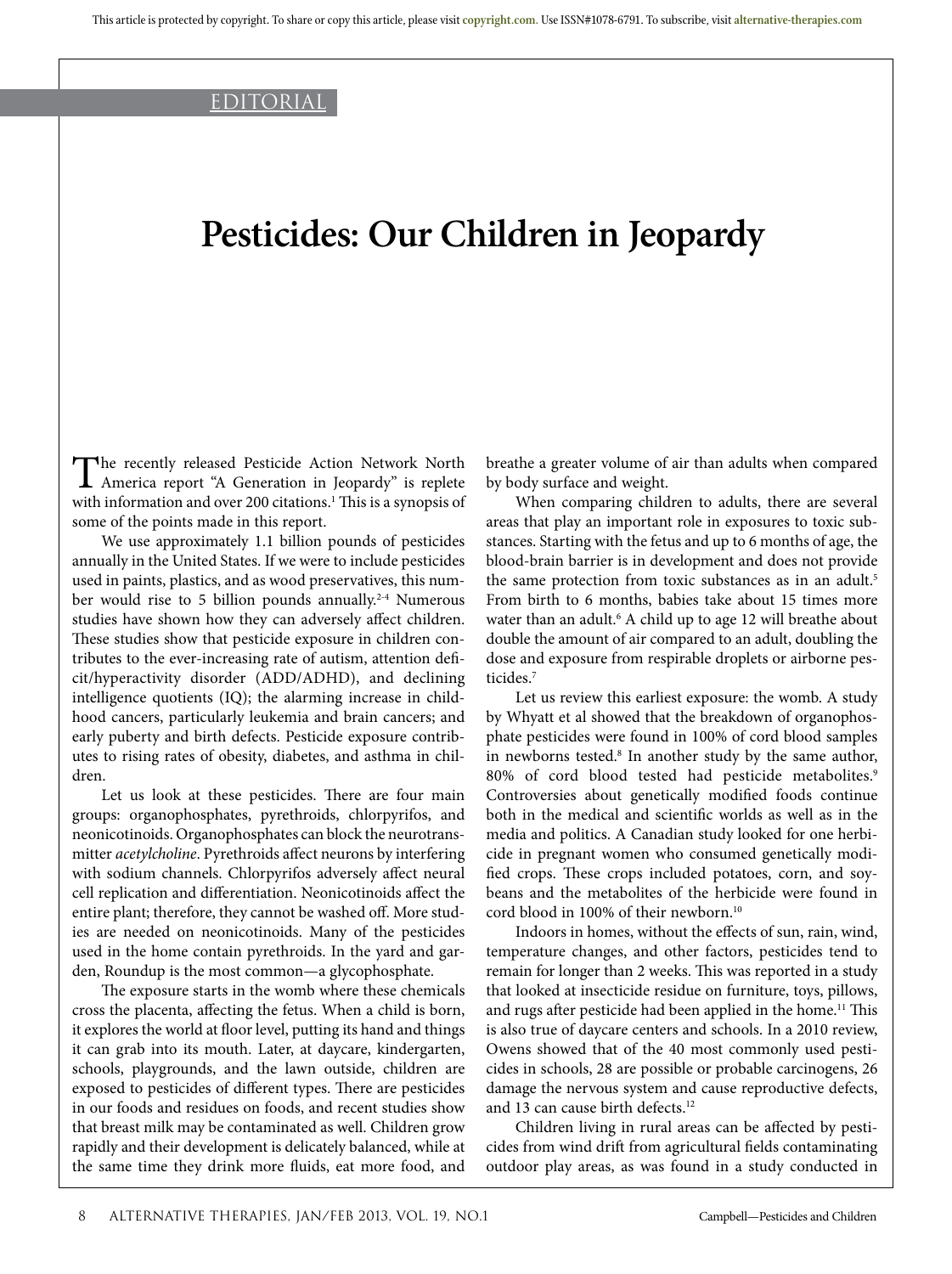EDITORIAL

# Pesticides: Our Children in Jeopardy

The recently released Pesticide Action Network North America report "A Generation in Jeopardy" is replete with information and over 200 citations.[1] This is a synopsis of some of the points made in this report.

We use approximately 1.1 billion pounds of pesticides annually in the United States. If we were to include pesticides used in paints, plastics, and as wood preservatives, this number would rise to 5 billion pounds annually.[2-4] Numerous studies have shown how they can adversely affect children. These studies show that pesticide exposure in children contributes to the ever-increasing rate of autism, attention deficit/hyperactivity disorder (ADD/ADHD), and declining intelligence quotients (IQ); the alarming increase in childhood cancers, particularly leukemia and brain cancers; and early puberty and birth defects. Pesticide exposure contributes to rising rates of obesity, diabetes, and asthma in children.

Let us look at these pesticides. There are four main groups: organophosphates, pyrethroids, chlorpyrifos, and neonicotinoids. Organophosphates can block the neurotransmitter *acetylcholine*. Pyrethroids affect neurons by interfering with sodium channels. Chlorpyrifos adversely affect neural cell replication and differentiation. Neonicotinoids affect the entire plant; therefore, they cannot be washed off. More studies are needed on neonicotinoids. Many of the pesticides used in the home contain pyrethroids. In the yard and garden, Roundup is the most common—a glycophosphate.

The exposure starts in the womb where these chemicals cross the placenta, affecting the fetus. When a child is born, it explores the world at floor level, putting its hand and things it can grab into its mouth. Later, at daycare, kindergarten, schools, playgrounds, and the lawn outside, children are exposed to pesticides of different types. There are pesticides in our foods and residues on foods, and recent studies show that breast milk may be contaminated as well. Children grow rapidly and their development is delicately balanced, while at the same time they drink more fluids, eat more food, and breathe a greater volume of air than adults when compared by body surface and weight.

When comparing children to adults, there are several areas that play an important role in exposures to toxic substances. Starting with the fetus and up to 6 months of age, the blood-brain barrier is in development and does not provide the same protection from toxic substances as in an adult.[5] From birth to 6 months, babies take about 15 times more water than an adult.[6] A child up to age 12 will breathe about double the amount of air compared to an adult, doubling the dose and exposure from respirable droplets or airborne pesticides.[7]

Let us review this earliest exposure: the womb. A study by Whyatt et al showed that the breakdown of organophosphate pesticides were found in 100% of cord blood samples in newborns tested.[8] In another study by the same author, 80% of cord blood tested had pesticide metabolites.[9] Controversies about genetically modified foods continue both in the medical and scientific worlds as well as in the media and politics. A Canadian study looked for one herbicide in pregnant women who consumed genetically modified crops. These crops included potatoes, corn, and soybeans and the metabolites of the herbicide were found in cord blood in 100% of their newborn.[10]

Indoors in homes, without the effects of sun, rain, wind, temperature changes, and other factors, pesticides tend to remain for longer than 2 weeks. This was reported in a study that looked at insecticide residue on furniture, toys, pillows, and rugs after pesticide had been applied in the home.[11] This is also true of daycare centers and schools. In a 2010 review, Owens showed that of the 40 most commonly used pesticides in schools, 28 are possible or probable carcinogens, 26 damage the nervous system and cause reproductive defects, and 13 can cause birth defects.[12]

Children living in rural areas can be affected by pesticides from wind drift from agricultural fields contaminating outdoor play areas, as was found in a study conducted in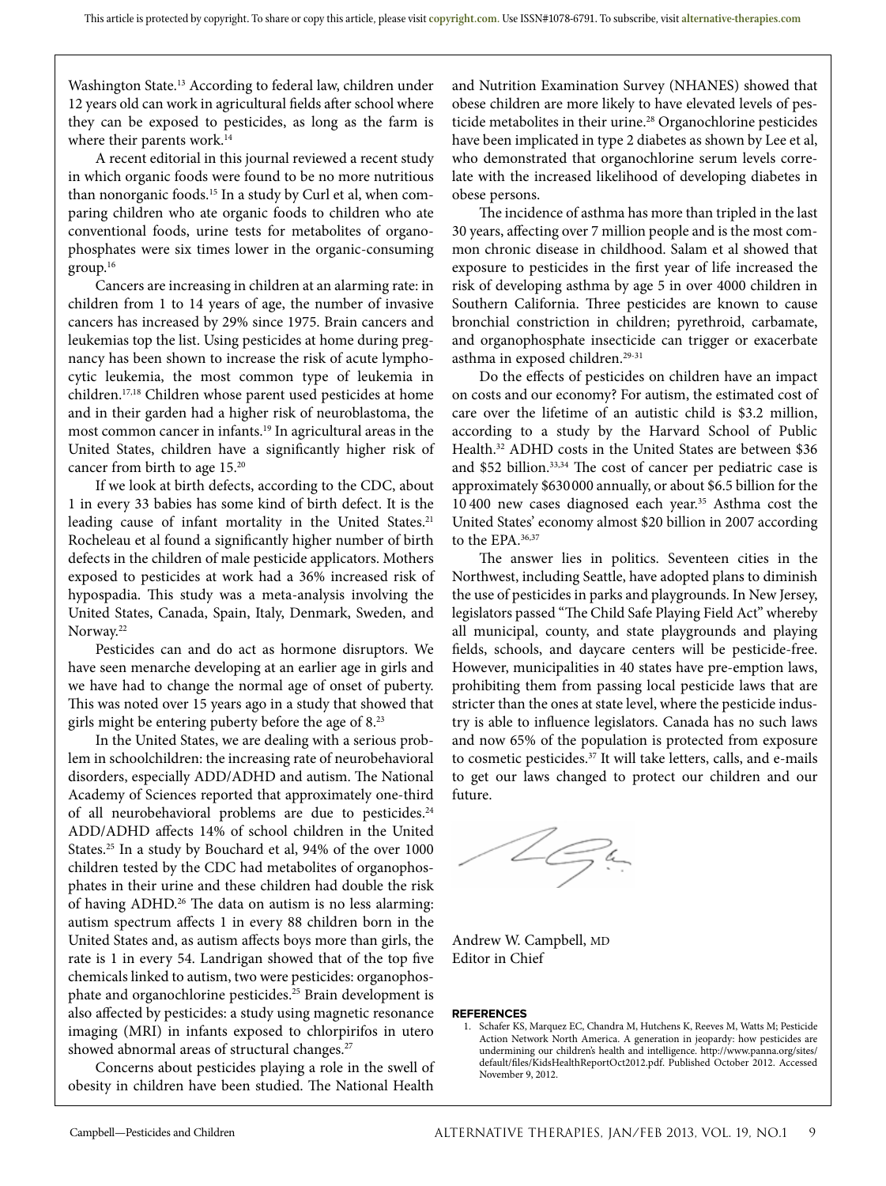Washington State.[13] According to federal law, children under 12 years old can work in agricultural fields after school where they can be exposed to pesticides, as long as the farm is where their parents work.[14]

A recent editorial in this journal reviewed a recent study in which organic foods were found to be no more nutritious than nonorganic foods.[15] In a study by Curl et al, when comparing children who ate organic foods to children who ate conventional foods, urine tests for metabolites of organophosphates were six times lower in the organic-consuming group.[16]

Cancers are increasing in children at an alarming rate: in children from 1 to 14 years of age, the number of invasive cancers has increased by 29% since 1975. Brain cancers and leukemias top the list. Using pesticides at home during pregnancy has been shown to increase the risk of acute lymphocytic leukemia, the most common type of leukemia in children.[17,18] Children whose parent used pesticides at home and in their garden had a higher risk of neuroblastoma, the most common cancer in infants.[19] In agricultural areas in the United States, children have a significantly higher risk of cancer from birth to age 15.[20]

If we look at birth defects, according to the CDC, about 1 in every 33 babies has some kind of birth defect. It is the leading cause of infant mortality in the United States.[21] Rocheleau et al found a significantly higher number of birth defects in the children of male pesticide applicators. Mothers exposed to pesticides at work had a 36% increased risk of hypospadia. This study was a meta-analysis involving the United States, Canada, Spain, Italy, Denmark, Sweden, and Norway.[22]

Pesticides can and do act as hormone disruptors. We have seen menarche developing at an earlier age in girls and we have had to change the normal age of onset of puberty. This was noted over 15 years ago in a study that showed that girls might be entering puberty before the age of 8.[23]

In the United States, we are dealing with a serious problem in schoolchildren: the increasing rate of neurobehavioral disorders, especially ADD/ADHD and autism. The National Academy of Sciences reported that approximately one-third of all neurobehavioral problems are due to pesticides.[24] ADD/ADHD affects 14% of school children in the United States.[25] In a study by Bouchard et al, 94% of the over 1000 children tested by the CDC had metabolites of organophosphates in their urine and these children had double the risk of having ADHD.[26] The data on autism is no less alarming: autism spectrum affects 1 in every 88 children born in the United States and, as autism affects boys more than girls, the rate is 1 in every 54. Landrigan showed that of the top five chemicals linked to autism, two were pesticides: organophosphate and organochlorine pesticides.[25] Brain development is also affected by pesticides: a study using magnetic resonance imaging (MRI) in infants exposed to chlorpirifos in utero showed abnormal areas of structural changes.[27]

Concerns about pesticides playing a role in the swell of obesity in children have been studied. The National Health and Nutrition Examination Survey (NHANES) showed that obese children are more likely to have elevated levels of pesticide metabolites in their urine.[28] Organochlorine pesticides have been implicated in type 2 diabetes as shown by Lee et al, who demonstrated that organochlorine serum levels correlate with the increased likelihood of developing diabetes in obese persons.

The incidence of asthma has more than tripled in the last 30 years, affecting over 7 million people and is the most common chronic disease in childhood. Salam et al showed that exposure to pesticides in the first year of life increased the risk of developing asthma by age 5 in over 4000 children in Southern California. Three pesticides are known to cause bronchial constriction in children; pyrethroid, carbamate, and organophosphate insecticide can trigger or exacerbate asthma in exposed children.[29-31]

Do the effects of pesticides on children have an impact on costs and our economy? For autism, the estimated cost of care over the lifetime of an autistic child is $3.2 million, according to a study by the Harvard School of Public Health.[32] ADHD costs in the United States are between $36 and $52 billion.[33,34] The cost of cancer per pediatric case is approximately $630 000 annually, or about $6.5 billion for the 10 400 new cases diagnosed each year.[35] Asthma cost the United States' economy almost $20 billion in 2007 according to the EPA.[36,37]

The answer lies in politics. Seventeen cities in the Northwest, including Seattle, have adopted plans to diminish the use of pesticides in parks and playgrounds. In New Jersey, legislators passed "The Child Safe Playing Field Act" whereby all municipal, county, and state playgrounds and playing fields, schools, and daycare centers will be pesticide-free. However, municipalities in 40 states have pre-emption laws, prohibiting them from passing local pesticide laws that are stricter than the ones at state level, where the pesticide industry is able to influence legislators. Canada has no such laws and now 65% of the population is protected from exposure to cosmetic pesticides.[37] It will take letters, calls, and e-mails to get our laws changed to protect our children and our future.

Andrew W. Campbell, MD
Editor in Chief

## REFERENCES

1. Schafer KS, Marquez EC, Chandra M, Hutchens K, Reeves M, Watts M; Pesticide Action Network North America. A generation in jeopardy: how pesticides are undermining our children's health and intelligence. http://www.panna.org/sites/default/files/KidsHealthReportOct2012.pdf. Published October 2012. Accessed November 9, 2012.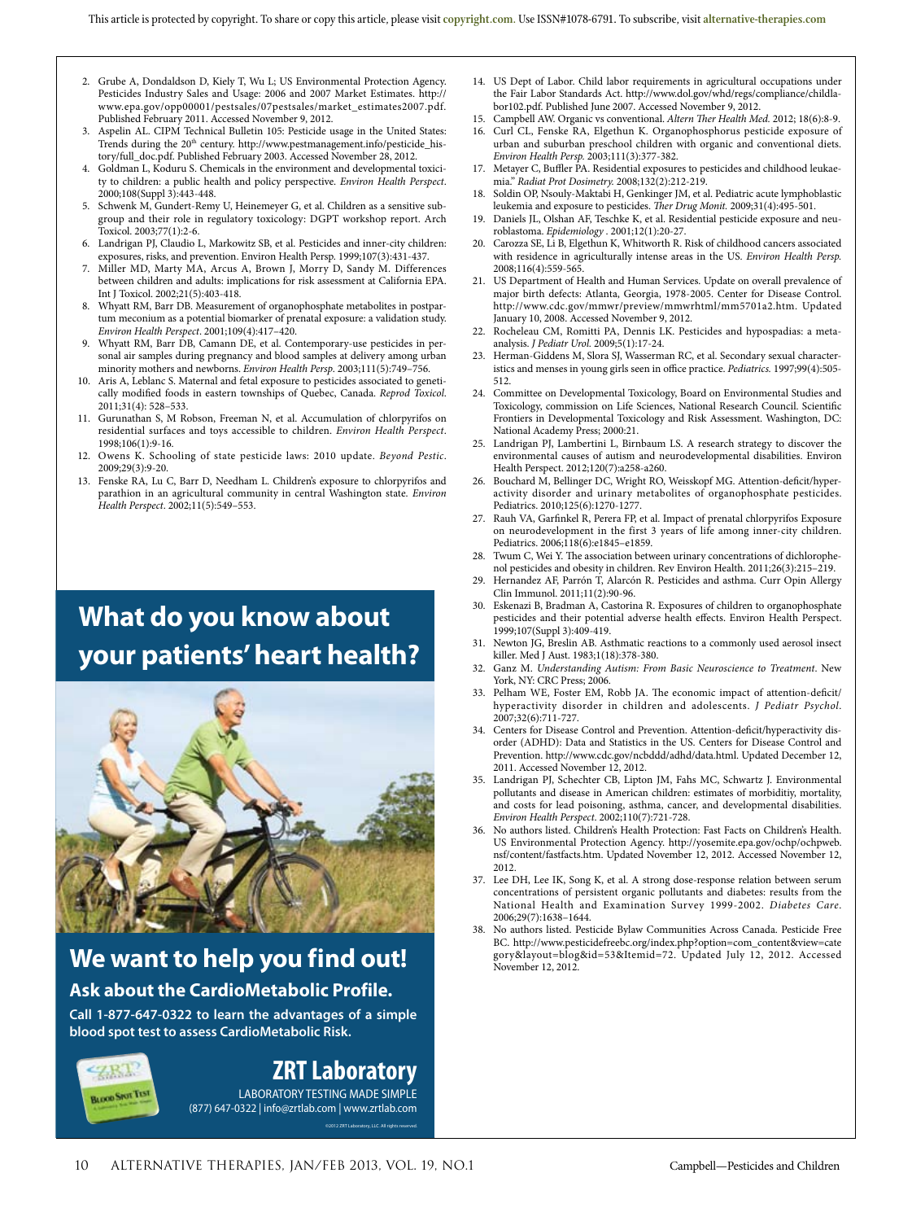2. Grube A, Dondaldson D, Kiely T, Wu L; US Environmental Protection Agency. Pesticides Industry Sales and Usage: 2006 and 2007 Market Estimates. http://www.epa.gov/opp00001/pestsales/07pestsales/market_estimates2007.pdf. Published February 2011. Accessed November 9, 2012.
3. Aspelin AL. CIPM Technical Bulletin 105: Pesticide usage in the United States: Trends during the 20th century. http://www.pestmanagement.info/pesticide_history/full_doc.pdf. Published February 2003. Accessed November 28, 2012.
4. Goldman L, Koduru S. Chemicals in the environment and developmental toxicity to children: a public health and policy perspective. *Environ Health Perspect*. 2000;108(Suppl 3):443-448.
5. Schwenk M, Gundert-Remy U, Heinemeyer G, et al. Children as a sensitive subgroup and their role in regulatory toxicology: DGPT workshop report. Arch Toxicol. 2003;77(1):2-6.
6. Landrigan PJ, Claudio L, Markowitz SB, et al. Pesticides and inner-city children: exposures, risks, and prevention. Environ Health Persp. 1999;107(3):431-437.
7. Miller MD, Marty MA, Arcus A, Brown J, Morry D, Sandy M. Differences between children and adults: implications for risk assessment at California EPA. Int J Toxicol. 2002;21(5):403-418.
8. Whyatt RM, Barr DB. Measurement of organophosphate metabolites in postpartum meconium as a potential biomarker of prenatal exposure: a validation study. *Environ Health Perspect*. 2001;109(4):417–420.
9. Whyatt RM, Barr DB, Camann DE, et al. Contemporary-use pesticides in personal air samples during pregnancy and blood samples at delivery among urban minority mothers and newborns. *Environ Health Persp*. 2003;111(5):749–756.
10. Aris A, Leblanc S. Maternal and fetal exposure to pesticides associated to genetically modified foods in eastern townships of Quebec, Canada. *Reprod Toxicol*. 2011;31(4): 528–533.
11. Gurunathan S, M Robson, Freeman N, et al. Accumulation of chlorpyrifos on residential surfaces and toys accessible to children. *Environ Health Perspect*. 1998;106(1):9-16.
12. Owens K. Schooling of state pesticide laws: 2010 update. *Beyond Pestic*. 2009;29(3):9-20.
13. Fenske RA, Lu C, Barr D, Needham L. Children's exposure to chlorpyrifos and parathion in an agricultural community in central Washington state. *Environ Health Perspect*. 2002;11(5):549–553.
14. US Dept of Labor. Child labor requirements in agricultural occupations under the Fair Labor Standards Act. http://www.dol.gov/whd/regs/compliance/childlabor102.pdf. Published June 2007. Accessed November 9, 2012.
15. Campbell AW. Organic vs conventional. *Altern Ther Health Med*. 2012; 18(6):8-9.
16. Curl CL, Fenske RA, Elgethun K. Organophosphorus pesticide exposure of urban and suburban preschool children with organic and conventional diets. *Environ Health Persp.* 2003;111(3):377-382.
17. Metayer C, Buffler PA. Residential exposures to pesticides and childhood leukaemia." *Radiat Prot Dosimetry.* 2008;132(2):212-219.
18. Soldin OP, Nsouly-Maktabi H, Genkinger JM, et al. Pediatric acute lymphoblastic leukemia and exposure to pesticides. *Ther Drug Monit.* 2009;31(4):495-501.
19. Daniels JL, Olshan AF, Teschke K, et al. Residential pesticide exposure and neuroblastoma. *Epidemiology* . 2001;12(1):20-27.
20. Carozza SE, Li B, Elgethun K, Whitworth R. Risk of childhood cancers associated with residence in agriculturally intense areas in the US. *Environ Health Persp.* 2008;116(4):559-565.
21. US Department of Health and Human Services. Update on overall prevalence of major birth defects: Atlanta, Georgia, 1978-2005. Center for Disease Control. http://www.cdc.gov/mmwr/preview/mmwrhtml/mm5701a2.htm. Updated January 10, 2008. Accessed November 9, 2012.
22. Rocheleau CM, Romitti PA, Dennis LK. Pesticides and hypospadias: a meta-analysis. *J Pediatr Urol.* 2009;5(1):17-24.
23. Herman-Giddens M, Slora SJ, Wasserman RC, et al. Secondary sexual characteristics and menses in young girls seen in office practice. *Pediatrics.* 1997;99(4):505-512.
24. Committee on Developmental Toxicology, Board on Environmental Studies and Toxicology, commission on Life Sciences, National Research Council. Scientific Frontiers in Developmental Toxicology and Risk Assessment. Washington, DC: National Academy Press; 2000:21.
25. Landrigan PJ, Lambertini L, Birnbaum LS. A research strategy to discover the environmental causes of autism and neurodevelopmental disabilities. Environ Health Perspect. 2012;120(7):a258-a260.
26. Bouchard M, Bellinger DC, Wright RO, Weisskopf MG. Attention-deficit/hyperactivity disorder and urinary metabolites of organophosphate pesticides. Pediatrics. 2010;125(6):1270-1277.
27. Rauh VA, Garfinkel R, Perera FP, et al. Impact of prenatal chlorpyrifos Exposure on neurodevelopment in the first 3 years of life among inner-city children. Pediatrics. 2006;118(6):e1845–e1859.
28. Twum C, Wei Y. The association between urinary concentrations of dichlorophenol pesticides and obesity in children. Rev Environ Health. 2011;26(3):215–219.
29. Hernandez AF, Parrón T, Alarcón R. Pesticides and asthma. Curr Opin Allergy Clin Immunol. 2011;11(2):90-96.
30. Eskenazi B, Bradman A, Castorina R. Exposures of children to organophosphate pesticides and their potential adverse health effects. Environ Health Perspect. 1999;107(Suppl 3):409-419.
31. Newton JG, Breslin AB. Asthmatic reactions to a commonly used aerosol insect killer. Med J Aust. 1983;1(18):378-380.
32. Ganz M. *Understanding Autism: From Basic Neuroscience to Treatment*. New York, NY: CRC Press; 2006.
33. Pelham WE, Foster EM, Robb JA. The economic impact of attention-deficit/hyperactivity disorder in children and adolescents. *J Pediatr Psychol*. 2007;32(6):711-727.
34. Centers for Disease Control and Prevention. Attention-deficit/hyperactivity disorder (ADHD): Data and Statistics in the US. Centers for Disease Control and Prevention. http://www.cdc.gov/ncbddd/adhd/data.html. Updated December 12, 2011. Accessed November 12, 2012.
35. Landrigan PJ, Schechter CB, Lipton JM, Fahs MC, Schwartz J. Environmental pollutants and disease in American children: estimates of morbiditiy, mortality, and costs for lead poisoning, asthma, cancer, and developmental disabilities. *Environ Health Perspect*. 2002;110(7):721-728.
36. No authors listed. Children's Health Protection: Fast Facts on Children's Health. US Environmental Protection Agency. http://yosemite.epa.gov/ochp/ochpweb.nsf/content/fastfacts.htm. Updated November 12, 2012. Accessed November 12, 2012.
37. Lee DH, Lee IK, Song K, et al. A strong dose-response relation between serum concentrations of persistent organic pollutants and diabetes: results from the National Health and Examination Survey 1999-2002. *Diabetes Care*. 2006;29(7):1638–1644.
38. No authors listed. Pesticide Bylaw Communities Across Canada. Pesticide Free BC. http://www.pesticidefreebc.org/index.php?option=com_content&view=category&layout=blog&id=53&Itemid=72. Updated July 12, 2012. Accessed November 12, 2012.